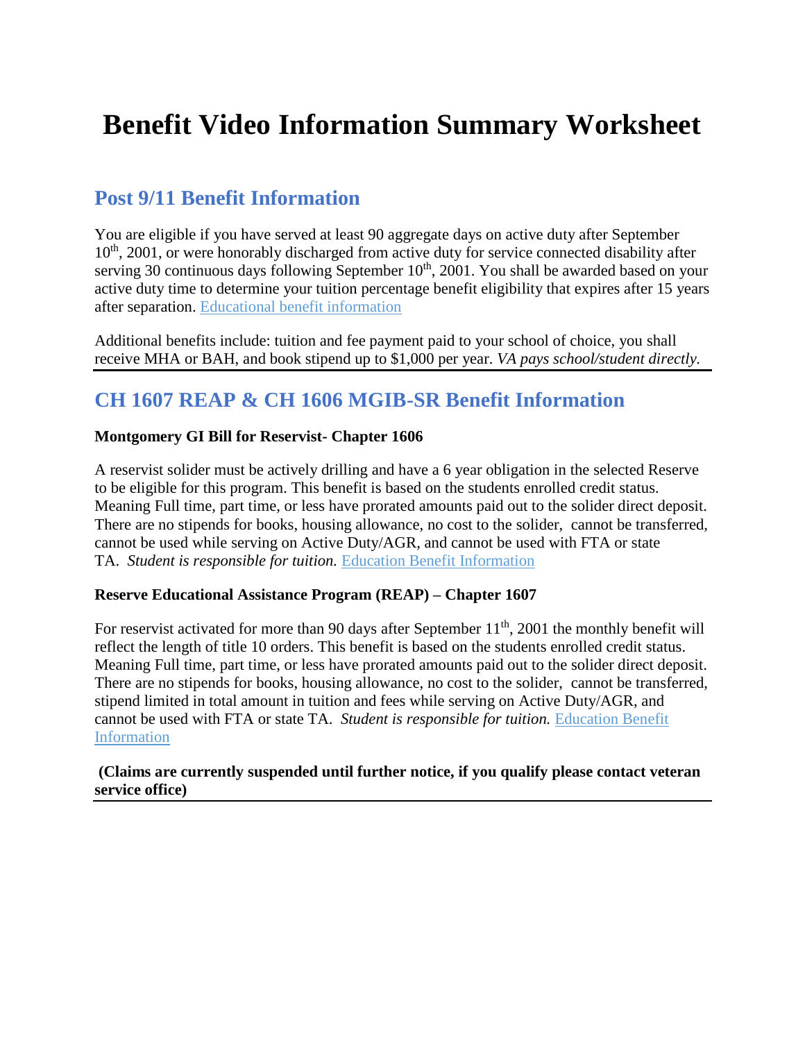# Benefit Video Information Summary Worksheet

## Post 9/11 Benefit Information

You are eligible if you have served at least 90 aggregate days on active duty after September 10th, 2001, or were honorably discharged from active duty for service connected disability after serving 30 continuous days following September 10th, 2001. You shall be awarded based on your active duty time to determine your tuition percentage benefit eligibility that expires after 15 years after separation. Educational benefit information

Additional benefits include: tuition and fee payment paid to your school of choice, you shall receive MHA or BAH, and book stipend up to $1,000 per year. *VA pays school/student directly.*

---

## CH 1607 REAP & CH 1606 MGIB-SR Benefit Information

**Montgomery GI Bill for Reservist- Chapter 1606**

A reservist solider must be actively drilling and have a 6 year obligation in the selected Reserve to be eligible for this program. This benefit is based on the students enrolled credit status. Meaning Full time, part time, or less have prorated amounts paid out to the solider direct deposit. There are no stipends for books, housing allowance, no cost to the solider, cannot be transferred, cannot be used while serving on Active Duty/AGR, and cannot be used with FTA or state TA. *Student is responsible for tuition.* Education Benefit Information

**Reserve Educational Assistance Program (REAP) – Chapter 1607**

For reservist activated for more than 90 days after September 11th, 2001 the monthly benefit will reflect the length of title 10 orders. This benefit is based on the students enrolled credit status. Meaning Full time, part time, or less have prorated amounts paid out to the solider direct deposit. There are no stipends for books, housing allowance, no cost to the solider, cannot be transferred, stipend limited in total amount in tuition and fees while serving on Active Duty/AGR, and cannot be used with FTA or state TA. *Student is responsible for tuition.* Education Benefit Information

**(Claims are currently suspended until further notice, if you qualify please contact veteran service office)**

---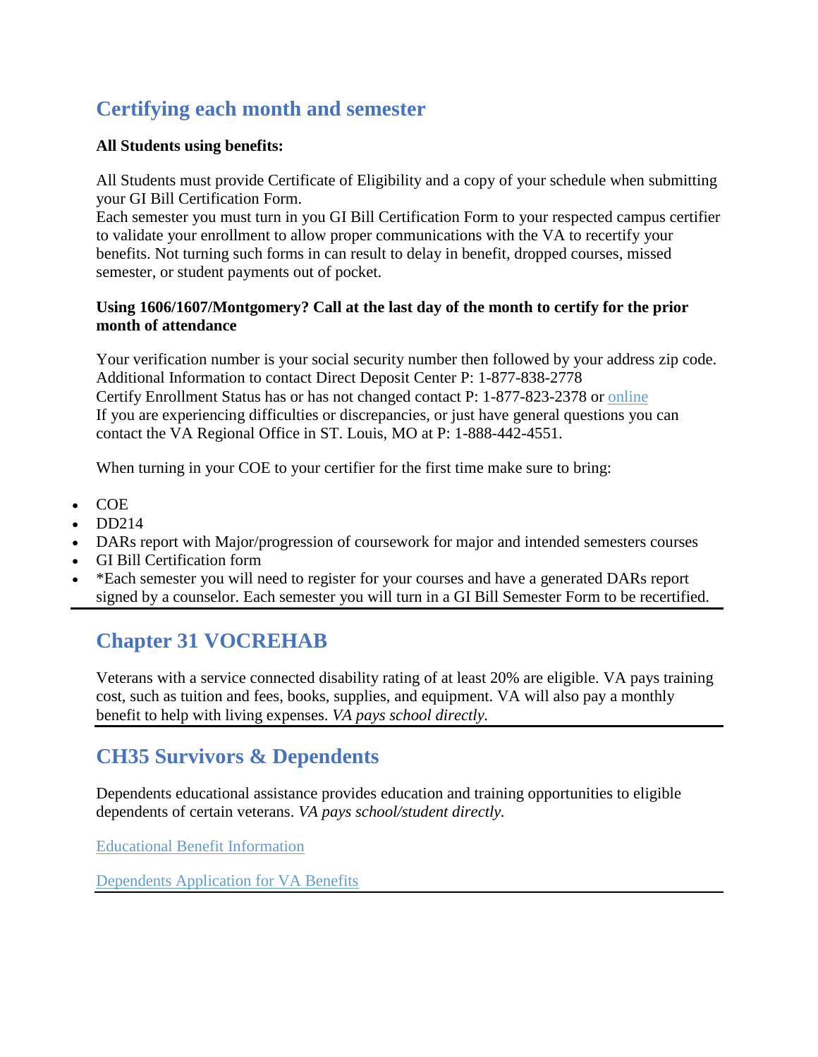## Certifying each month and semester

**All Students using benefits:**

All Students must provide Certificate of Eligibility and a copy of your schedule when submitting your GI Bill Certification Form.
Each semester you must turn in you GI Bill Certification Form to your respected campus certifier to validate your enrollment to allow proper communications with the VA to recertify your benefits. Not turning such forms in can result to delay in benefit, dropped courses, missed semester, or student payments out of pocket.

**Using 1606/1607/Montgomery? Call at the last day of the month to certify for the prior month of attendance**

Your verification number is your social security number then followed by your address zip code.
Additional Information to contact Direct Deposit Center P: 1-877-838-2778
Certify Enrollment Status has or has not changed contact P: 1-877-823-2378 or online
If you are experiencing difficulties or discrepancies, or just have general questions you can contact the VA Regional Office in ST. Louis, MO at P: 1-888-442-4551.

When turning in your COE to your certifier for the first time make sure to bring:

- COE
- DD214
- DARs report with Major/progression of coursework for major and intended semesters courses
- GI Bill Certification form
- *Each semester you will need to register for your courses and have a generated DARs report signed by a counselor. Each semester you will turn in a GI Bill Semester Form to be recertified.

---

## Chapter 31 VOCREHAB

Veterans with a service connected disability rating of at least 20% are eligible. VA pays training cost, such as tuition and fees, books, supplies, and equipment. VA will also pay a monthly benefit to help with living expenses. *VA pays school directly.*

---

## CH35 Survivors & Dependents

Dependents educational assistance provides education and training opportunities to eligible dependents of certain veterans. *VA pays school/student directly.*

Educational Benefit Information

Dependents Application for VA Benefits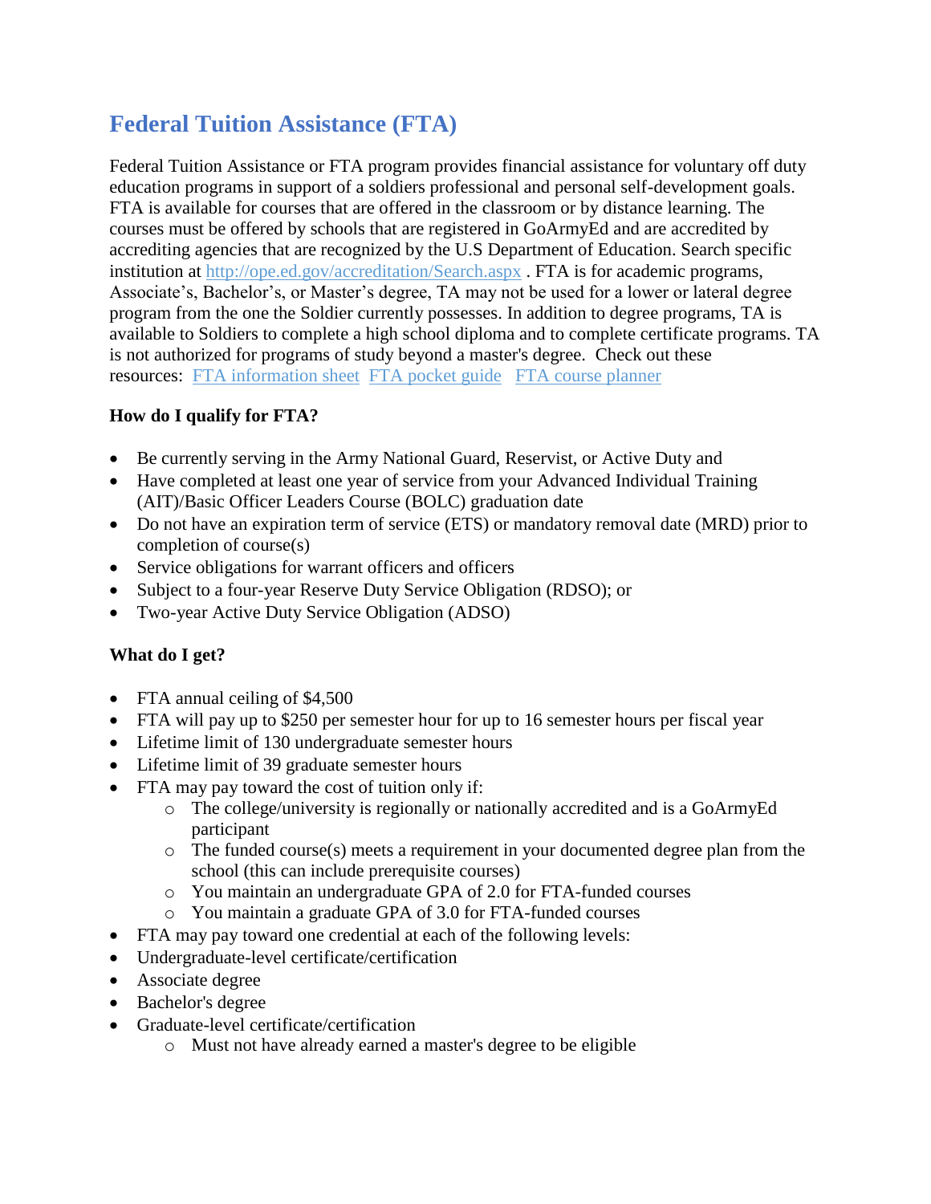## Federal Tuition Assistance (FTA)

Federal Tuition Assistance or FTA program provides financial assistance for voluntary off duty education programs in support of a soldiers professional and personal self-development goals. FTA is available for courses that are offered in the classroom or by distance learning. The courses must be offered by schools that are registered in GoArmyEd and are accredited by accrediting agencies that are recognized by the U.S Department of Education. Search specific institution at [http://ope.ed.gov/accreditation/Search.aspx](http://ope.ed.gov/accreditation/Search.aspx) . FTA is for academic programs, Associate's, Bachelor's, or Master's degree, TA may not be used for a lower or lateral degree program from the one the Soldier currently possesses. In addition to degree programs, TA is available to Soldiers to complete a high school diploma and to complete certificate programs. TA is not authorized for programs of study beyond a master's degree. Check out these resources: FTA information sheet FTA pocket guide FTA course planner

**How do I qualify for FTA?**

- Be currently serving in the Army National Guard, Reservist, or Active Duty and
- Have completed at least one year of service from your Advanced Individual Training (AIT)/Basic Officer Leaders Course (BOLC) graduation date
- Do not have an expiration term of service (ETS) or mandatory removal date (MRD) prior to completion of course(s)
- Service obligations for warrant officers and officers
- Subject to a four-year Reserve Duty Service Obligation (RDSO); or
- Two-year Active Duty Service Obligation (ADSO)

**What do I get?**

- FTA annual ceiling of $4,500
- FTA will pay up to $250 per semester hour for up to 16 semester hours per fiscal year
- Lifetime limit of 130 undergraduate semester hours
- Lifetime limit of 39 graduate semester hours
- FTA may pay toward the cost of tuition only if:
  - The college/university is regionally or nationally accredited and is a GoArmyEd participant
  - The funded course(s) meets a requirement in your documented degree plan from the school (this can include prerequisite courses)
  - You maintain an undergraduate GPA of 2.0 for FTA-funded courses
  - You maintain a graduate GPA of 3.0 for FTA-funded courses
- FTA may pay toward one credential at each of the following levels:
- Undergraduate-level certificate/certification
- Associate degree
- Bachelor's degree
- Graduate-level certificate/certification
  - Must not have already earned a master's degree to be eligible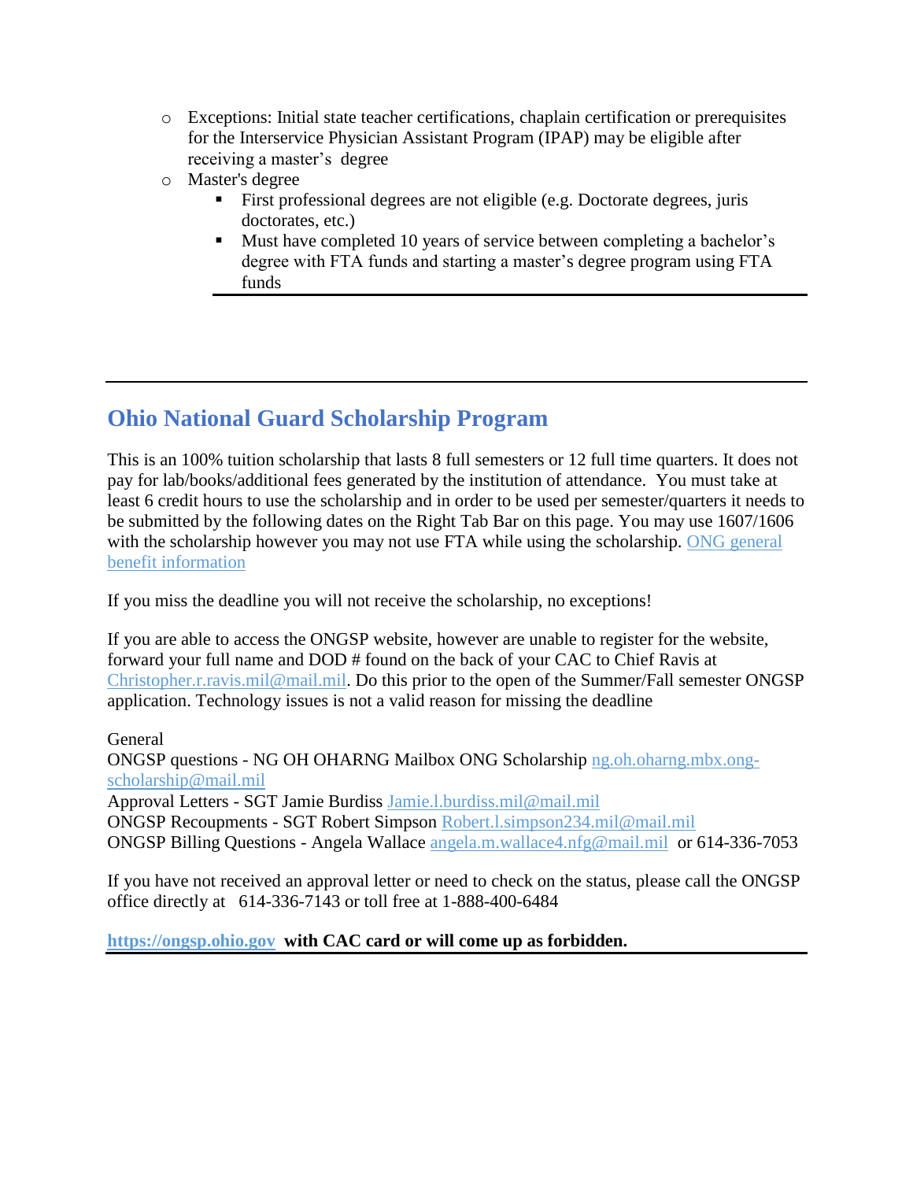- Exceptions: Initial state teacher certifications, chaplain certification or prerequisites for the Interservice Physician Assistant Program (IPAP) may be eligible after receiving a master's degree
- Master's degree
  - First professional degrees are not eligible (e.g. Doctorate degrees, juris doctorates, etc.)
  - Must have completed 10 years of service between completing a bachelor's degree with FTA funds and starting a master's degree program using FTA funds

---

## Ohio National Guard Scholarship Program

This is an 100% tuition scholarship that lasts 8 full semesters or 12 full time quarters. It does not pay for lab/books/additional fees generated by the institution of attendance. You must take at least 6 credit hours to use the scholarship and in order to be used per semester/quarters it needs to be submitted by the following dates on the Right Tab Bar on this page. You may use 1607/1606 with the scholarship however you may not use FTA while using the scholarship. [ONG general benefit information]

If you miss the deadline you will not receive the scholarship, no exceptions!

If you are able to access the ONGSP website, however are unable to register for the website, forward your full name and DOD # found on the back of your CAC to Chief Ravis at Christopher.r.ravis.mil@mail.mil. Do this prior to the open of the Summer/Fall semester ONGSP application. Technology issues is not a valid reason for missing the deadline

General
ONGSP questions - NG OH OHARNG Mailbox ONG Scholarship ng.oh.oharng.mbx.ong-scholarship@mail.mil
Approval Letters - SGT Jamie Burdiss Jamie.l.burdiss.mil@mail.mil
ONGSP Recoupments - SGT Robert Simpson Robert.l.simpson234.mil@mail.mil
ONGSP Billing Questions - Angela Wallace angela.m.wallace4.nfg@mail.mil or 614-336-7053

If you have not received an approval letter or need to check on the status, please call the ONGSP office directly at 614-336-7143 or toll free at 1-888-400-6484

**https://ongsp.ohio.gov with CAC card or will come up as forbidden.**